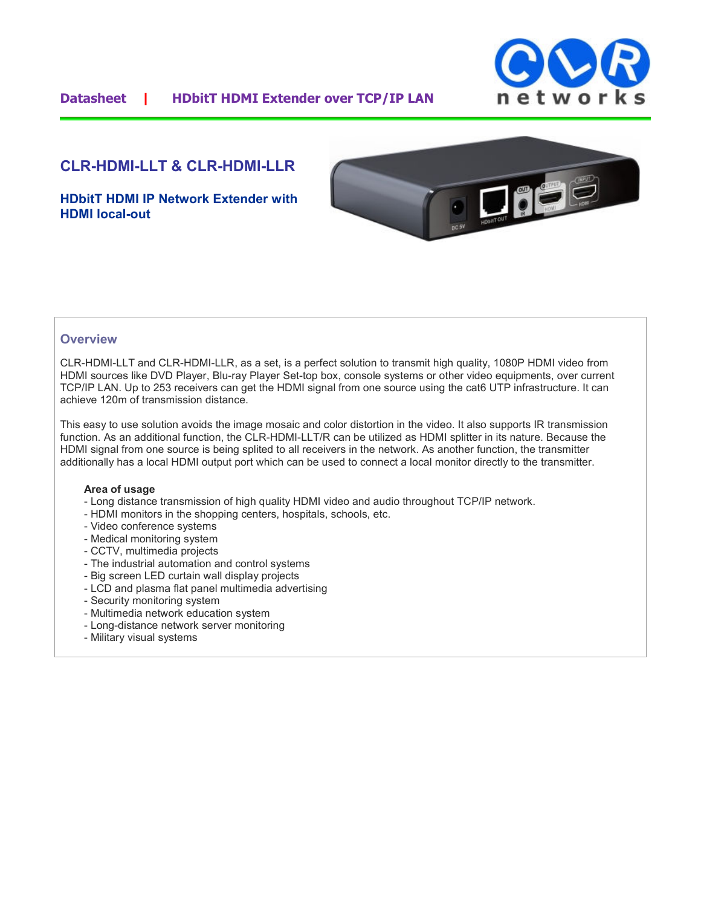Datasheet | HDbitT HDMI Extender over TCP/IP LAN

# CLR-HDMI-LLT & CLR-HDMI-LLR

## HDbitT HDMI IP Network Extender with HDMI local-out

## Overview

CLR-HDMI-LLT and CLR-HDMI-LLR, as a set, is a perfect solution to transmit high quality, 1080P HDMI video from HDMI sources like DVD Player, Blu-ray Player Set-top box, console systems or other video equipments, over current TCP/IP LAN. Up to 253 receivers can get the HDMI signal from one source using the cat6 UTP infrastructure. It can achieve 120m of transmission distance.

This easy to use solution avoids the image mosaic and color distortion in the video. It also supports IR transmission function. As an additional function, the CLR-HDMI-LLT/R can be utilized as HDMI splitter in its nature. Because the HDMI signal from one source is being splited to all receivers in the network. As another function, the transmitter additionally has a local HDMI output port which can be used to connect a local monitor directly to the transmitter.

**Area of usage**

- Long distance transmission of high quality HDMI video and audio throughout TCP/IP network.
- HDMI monitors in the shopping centers, hospitals, schools, etc.
- Video conference systems
- Medical monitoring system
- CCTV, multimedia projects
- The industrial automation and control systems
- Big screen LED curtain wall display projects
- LCD and plasma flat panel multimedia advertising
- Security monitoring system
- Multimedia network education system
- Long-distance network server monitoring
- Military visual systems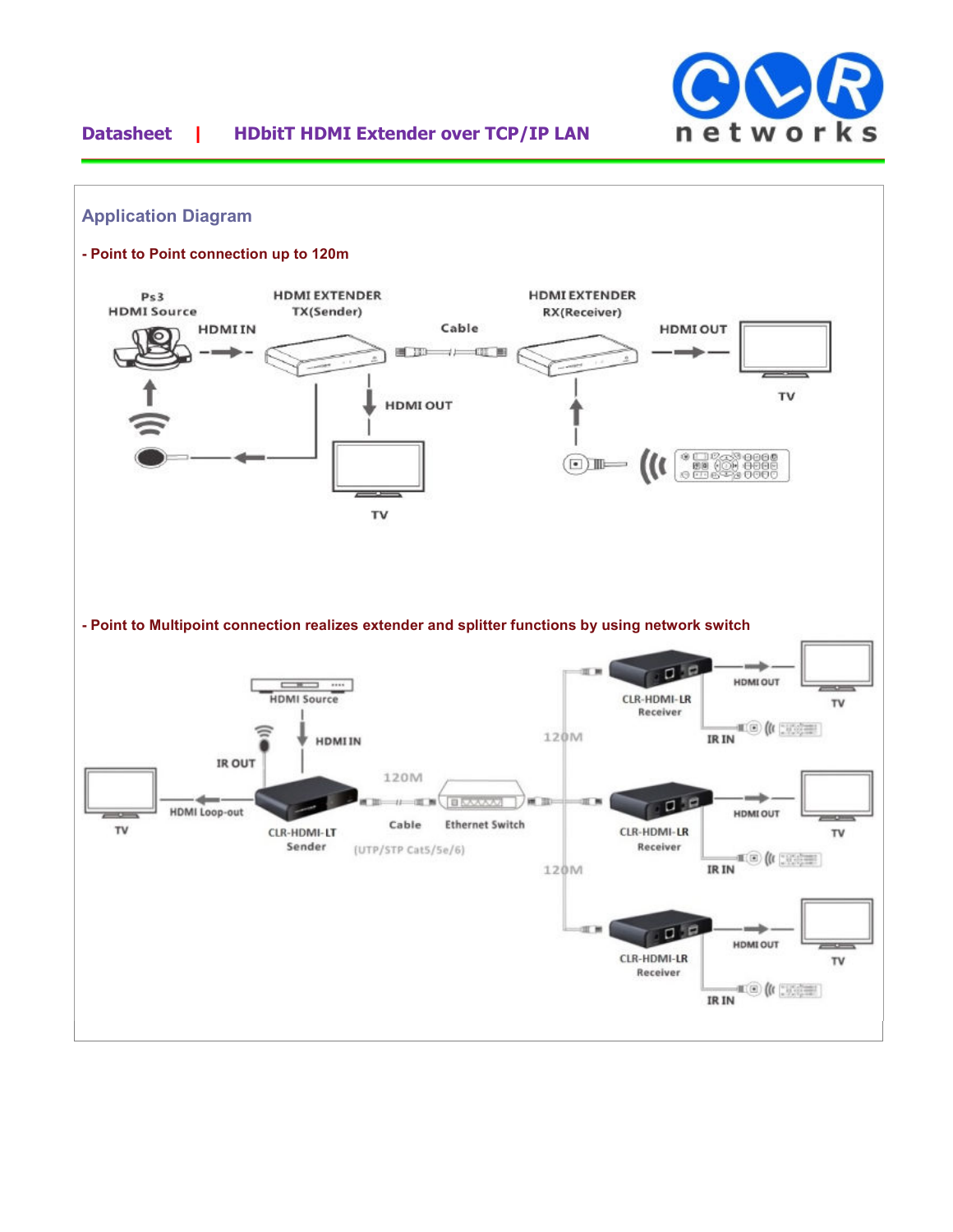## Application Diagram

**- Point to Point connection up to 120m**

Ps3 HDMI Source | HDMI IN | HDMI EXTENDER TX(Sender) | Cable | HDMI EXTENDER RX(Receiver) | HDMI OUT | TV | HDMI OUT | TV

**- Point to Multipoint connection realizes extender and splitter functions by using network switch**

HDMI Source | HDMI IN | IR OUT | TV | HDMI Loop-out | CLR-HDMI-LT Sender | 120M | Cable | Ethernet Switch | (UTP/STP Cat5/5e/6) | 120M | CLR-HDMI-LR Receiver | HDMI OUT | TV | IR IN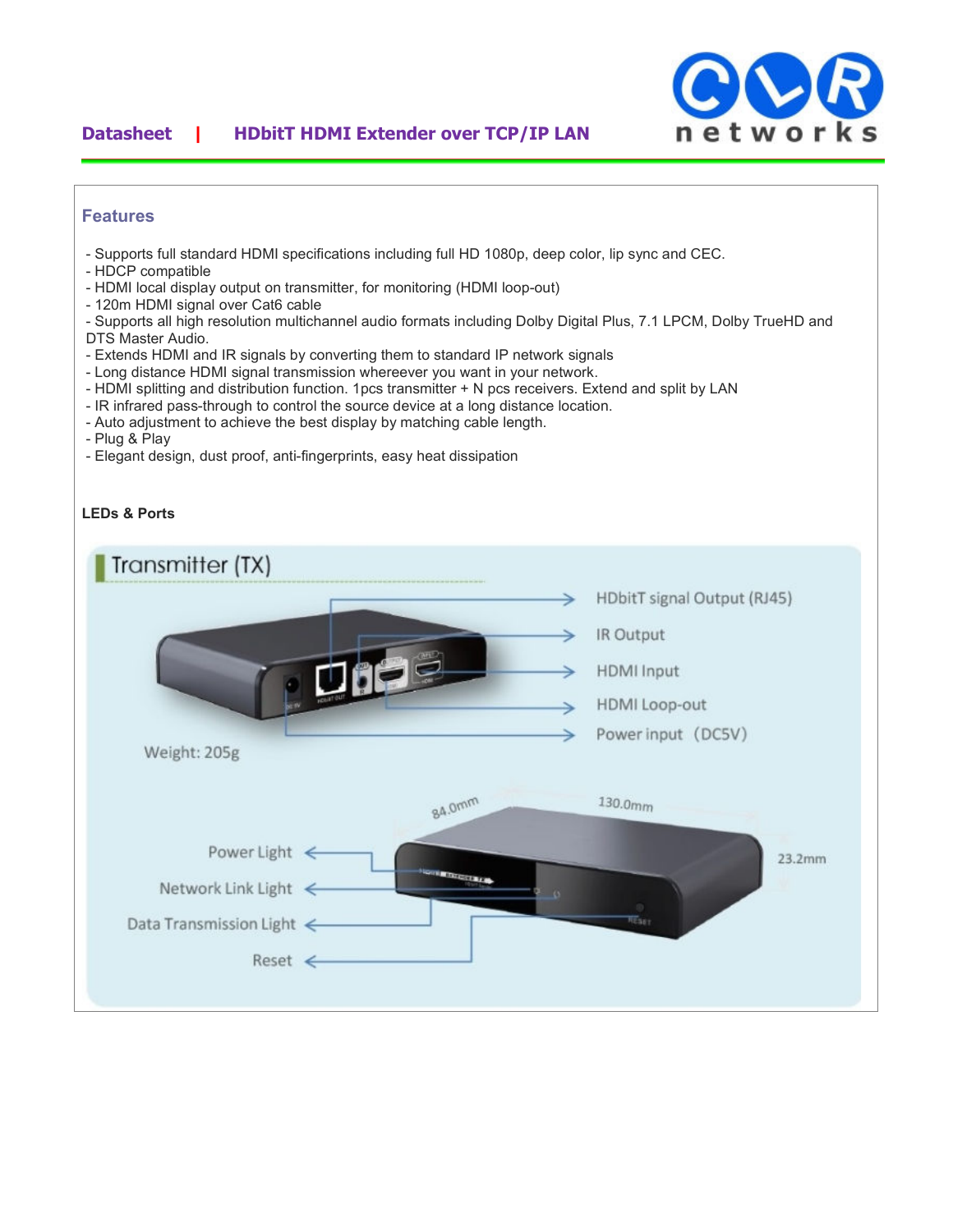## Features

- Supports full standard HDMI specifications including full HD 1080p, deep color, lip sync and CEC.
- HDCP compatible
- HDMI local display output on transmitter, for monitoring (HDMI loop-out)
- 120m HDMI signal over Cat6 cable
- Supports all high resolution multichannel audio formats including Dolby Digital Plus, 7.1 LPCM, Dolby TrueHD and DTS Master Audio.
- Extends HDMI and IR signals by converting them to standard IP network signals
- Long distance HDMI signal transmission whereever you want in your network.
- HDMI splitting and distribution function. 1pcs transmitter + N pcs receivers. Extend and split by LAN
- IR infrared pass-through to control the source device at a long distance location.
- Auto adjustment to achieve the best display by matching cable length.
- Plug & Play
- Elegant design, dust proof, anti-fingerprints, easy heat dissipation

**LEDs & Ports**

Transmitter (TX)

- HDbitT signal Output (RJ45)
- IR Output
- HDMI Input
- HDMI Loop-out
- Power input (DC5V)

Weight: 205g

84.0mm 130.0mm 23.2mm

- Power Light
- Network Link Light
- Data Transmission Light
- Reset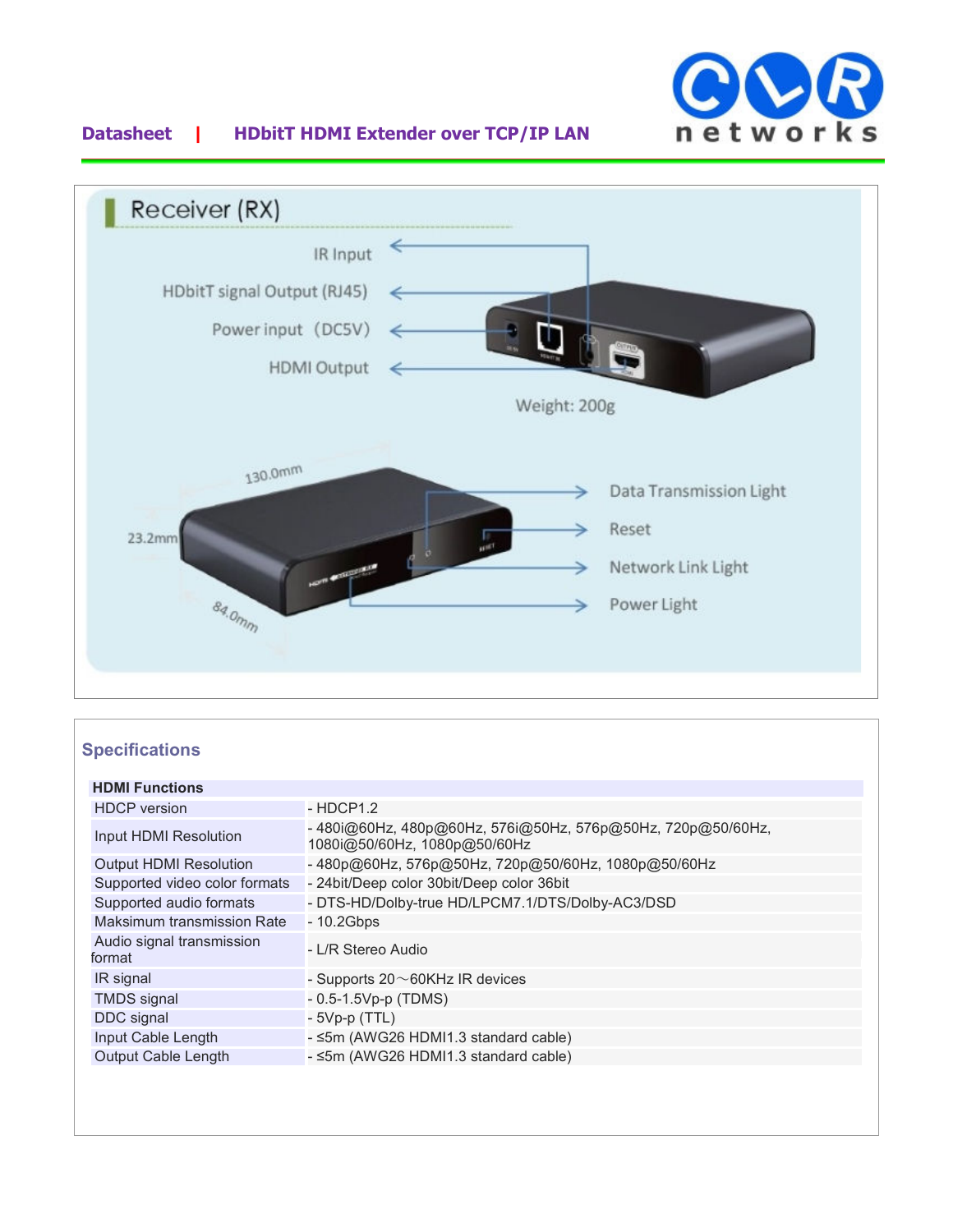## Receiver (RX)

IR Input

HDbitT signal Output (RJ45)

Power input (DC5V)

HDMI Output

Weight: 200g

130.0mm

23.2mm

84.0mm

Data Transmission Light

Reset

Network Link Light

Power Light

## Specifications

| HDMI Functions | |
|---|---|
| HDCP version | - HDCP1.2 |
| Input HDMI Resolution | - 480i@60Hz, 480p@60Hz, 576i@50Hz, 576p@50Hz, 720p@50/60Hz, 1080i@50/60Hz, 1080p@50/60Hz |
| Output HDMI Resolution | - 480p@60Hz, 576p@50Hz, 720p@50/60Hz, 1080p@50/60Hz |
| Supported video color formats | - 24bit/Deep color 30bit/Deep color 36bit |
| Supported audio formats | - DTS-HD/Dolby-true HD/LPCM7.1/DTS/Dolby-AC3/DSD |
| Maksimum transmission Rate | - 10.2Gbps |
| Audio signal transmission format | - L/R Stereo Audio |
| IR signal | - Supports 20～60KHz IR devices |
| TMDS signal | - 0.5-1.5Vp-p (TDMS) |
| DDC signal | - 5Vp-p (TTL) |
| Input Cable Length | - ≤5m (AWG26 HDMI1.3 standard cable) |
| Output Cable Length | - ≤5m (AWG26 HDMI1.3 standard cable) |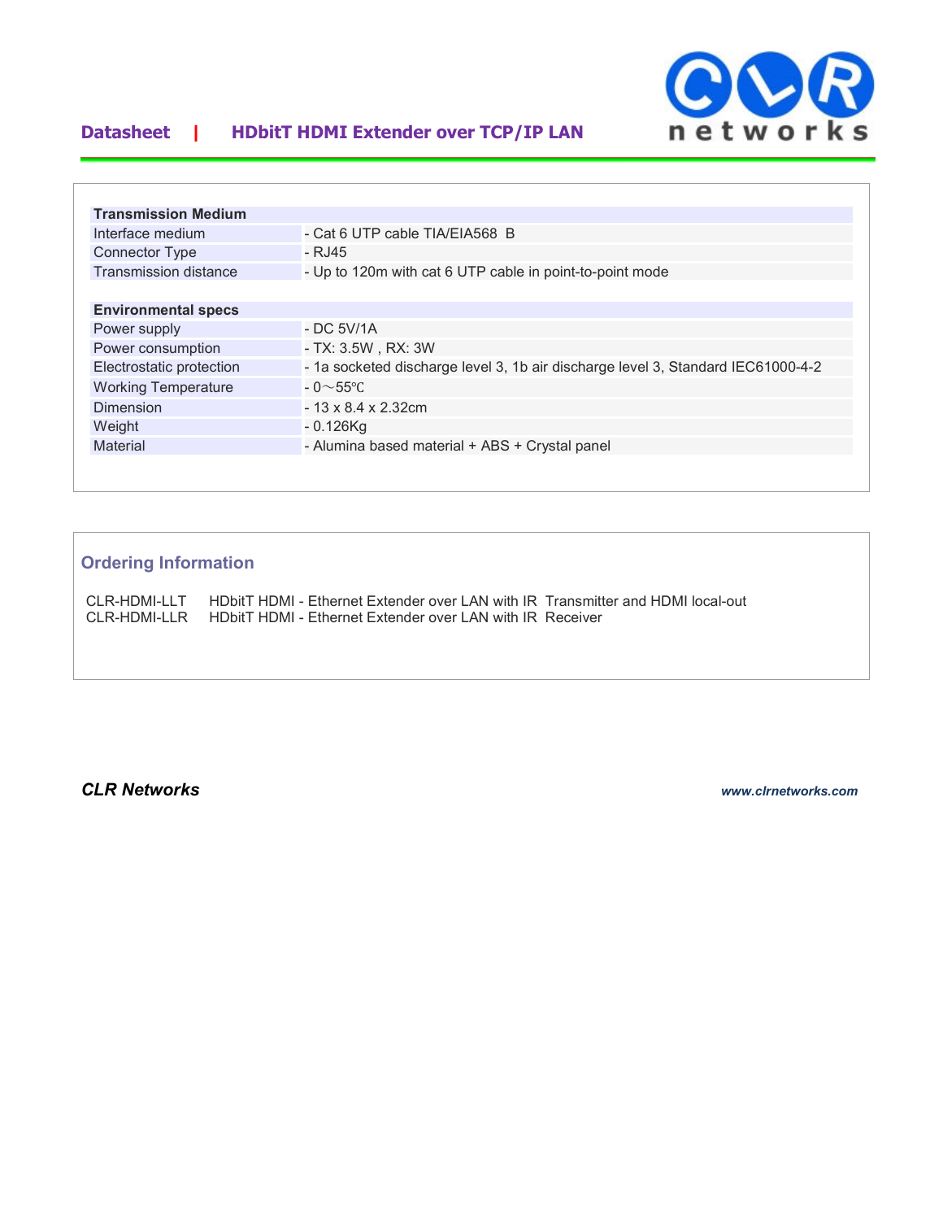| | |
|---|---|
| **Transmission Medium** | |
| Interface medium | - Cat 6 UTP cable TIA/EIA568 B |
| Connector Type | - RJ45 |
| Transmission distance | - Up to 120m with cat 6 UTP cable in point-to-point mode |
| **Environmental specs** | |
| Power supply | - DC 5V/1A |
| Power consumption | - TX: 3.5W , RX: 3W |
| Electrostatic protection | - 1a socketed discharge level 3, 1b air discharge level 3, Standard IEC61000-4-2 |
| Working Temperature | - 0～55℃ |
| Dimension | - 13 x 8.4 x 2.32cm |
| Weight | - 0.126Kg |
| Material | - Alumina based material + ABS + Crystal panel |

## Ordering Information

| | |
|---|---|
| CLR-HDMI-LLT | HDbitT HDMI - Ethernet Extender over LAN with IR Transmitter and HDMI local-out |
| CLR-HDMI-LLR | HDbitT HDMI - Ethernet Extender over LAN with IR Receiver |